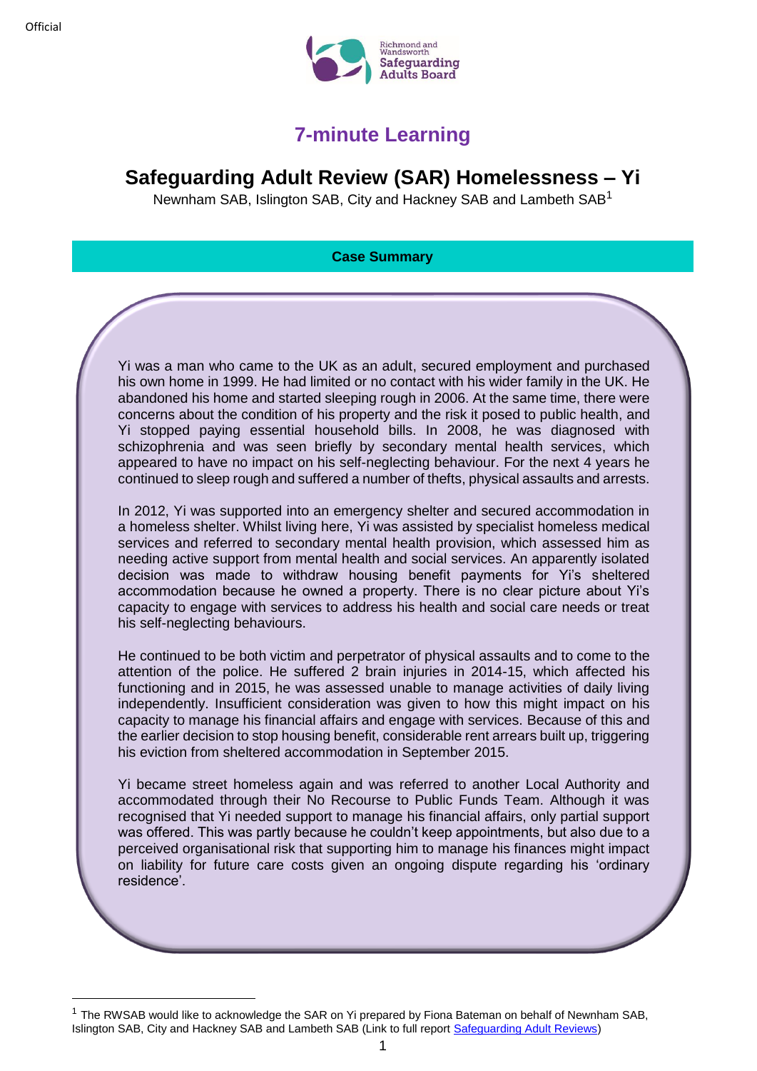# 7-minute Learning

## Safeguarding Adult Review (SAR) Homelessness – Yi

Newnham SAB, Islington SAB, City and Hackney SAB and Lambeth SAB[1]

### Case Summary

Yi was a man who came to the UK as an adult, secured employment and purchased his own home in 1999. He had limited or no contact with his wider family in the UK. He abandoned his home and started sleeping rough in 2006. At the same time, there were concerns about the condition of his property and the risk it posed to public health, and Yi stopped paying essential household bills. In 2008, he was diagnosed with schizophrenia and was seen briefly by secondary mental health services, which appeared to have no impact on his self-neglecting behaviour. For the next 4 years he continued to sleep rough and suffered a number of thefts, physical assaults and arrests.

In 2012, Yi was supported into an emergency shelter and secured accommodation in a homeless shelter. Whilst living here, Yi was assisted by specialist homeless medical services and referred to secondary mental health provision, which assessed him as needing active support from mental health and social services. An apparently isolated decision was made to withdraw housing benefit payments for Yi's sheltered accommodation because he owned a property. There is no clear picture about Yi's capacity to engage with services to address his health and social care needs or treat his self-neglecting behaviours.

He continued to be both victim and perpetrator of physical assaults and to come to the attention of the police. He suffered 2 brain injuries in 2014-15, which affected his functioning and in 2015, he was assessed unable to manage activities of daily living independently. Insufficient consideration was given to how this might impact on his capacity to manage his financial affairs and engage with services. Because of this and the earlier decision to stop housing benefit, considerable rent arrears built up, triggering his eviction from sheltered accommodation in September 2015.

Yi became street homeless again and was referred to another Local Authority and accommodated through their No Recourse to Public Funds Team. Although it was recognised that Yi needed support to manage his financial affairs, only partial support was offered. This was partly because he couldn't keep appointments, but also due to a perceived organisational risk that supporting him to manage his finances might impact on liability for future care costs given an ongoing dispute regarding his 'ordinary residence'.

[1] The RWSAB would like to acknowledge the SAR on Yi prepared by Fiona Bateman on behalf of Newnham SAB, Islington SAB, City and Hackney SAB and Lambeth SAB (Link to full report Safeguarding Adult Reviews)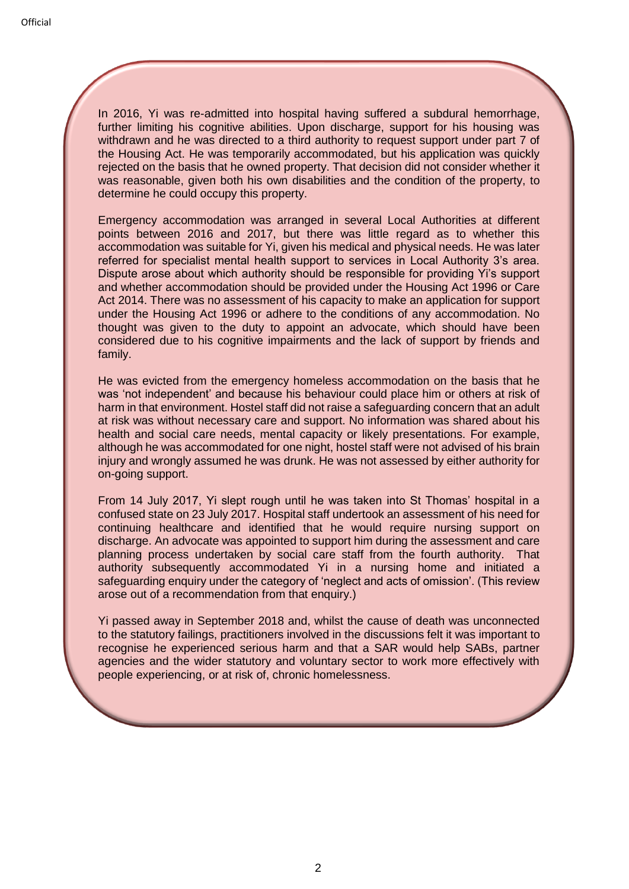In 2016, Yi was re-admitted into hospital having suffered a subdural hemorrhage, further limiting his cognitive abilities. Upon discharge, support for his housing was withdrawn and he was directed to a third authority to request support under part 7 of the Housing Act. He was temporarily accommodated, but his application was quickly rejected on the basis that he owned property. That decision did not consider whether it was reasonable, given both his own disabilities and the condition of the property, to determine he could occupy this property.

Emergency accommodation was arranged in several Local Authorities at different points between 2016 and 2017, but there was little regard as to whether this accommodation was suitable for Yi, given his medical and physical needs. He was later referred for specialist mental health support to services in Local Authority 3's area. Dispute arose about which authority should be responsible for providing Yi's support and whether accommodation should be provided under the Housing Act 1996 or Care Act 2014. There was no assessment of his capacity to make an application for support under the Housing Act 1996 or adhere to the conditions of any accommodation. No thought was given to the duty to appoint an advocate, which should have been considered due to his cognitive impairments and the lack of support by friends and family.

He was evicted from the emergency homeless accommodation on the basis that he was 'not independent' and because his behaviour could place him or others at risk of harm in that environment. Hostel staff did not raise a safeguarding concern that an adult at risk was without necessary care and support. No information was shared about his health and social care needs, mental capacity or likely presentations. For example, although he was accommodated for one night, hostel staff were not advised of his brain injury and wrongly assumed he was drunk. He was not assessed by either authority for on-going support.

From 14 July 2017, Yi slept rough until he was taken into St Thomas' hospital in a confused state on 23 July 2017. Hospital staff undertook an assessment of his need for continuing healthcare and identified that he would require nursing support on discharge. An advocate was appointed to support him during the assessment and care planning process undertaken by social care staff from the fourth authority. That authority subsequently accommodated Yi in a nursing home and initiated a safeguarding enquiry under the category of 'neglect and acts of omission'. (This review arose out of a recommendation from that enquiry.)

Yi passed away in September 2018 and, whilst the cause of death was unconnected to the statutory failings, practitioners involved in the discussions felt it was important to recognise he experienced serious harm and that a SAR would help SABs, partner agencies and the wider statutory and voluntary sector to work more effectively with people experiencing, or at risk of, chronic homelessness.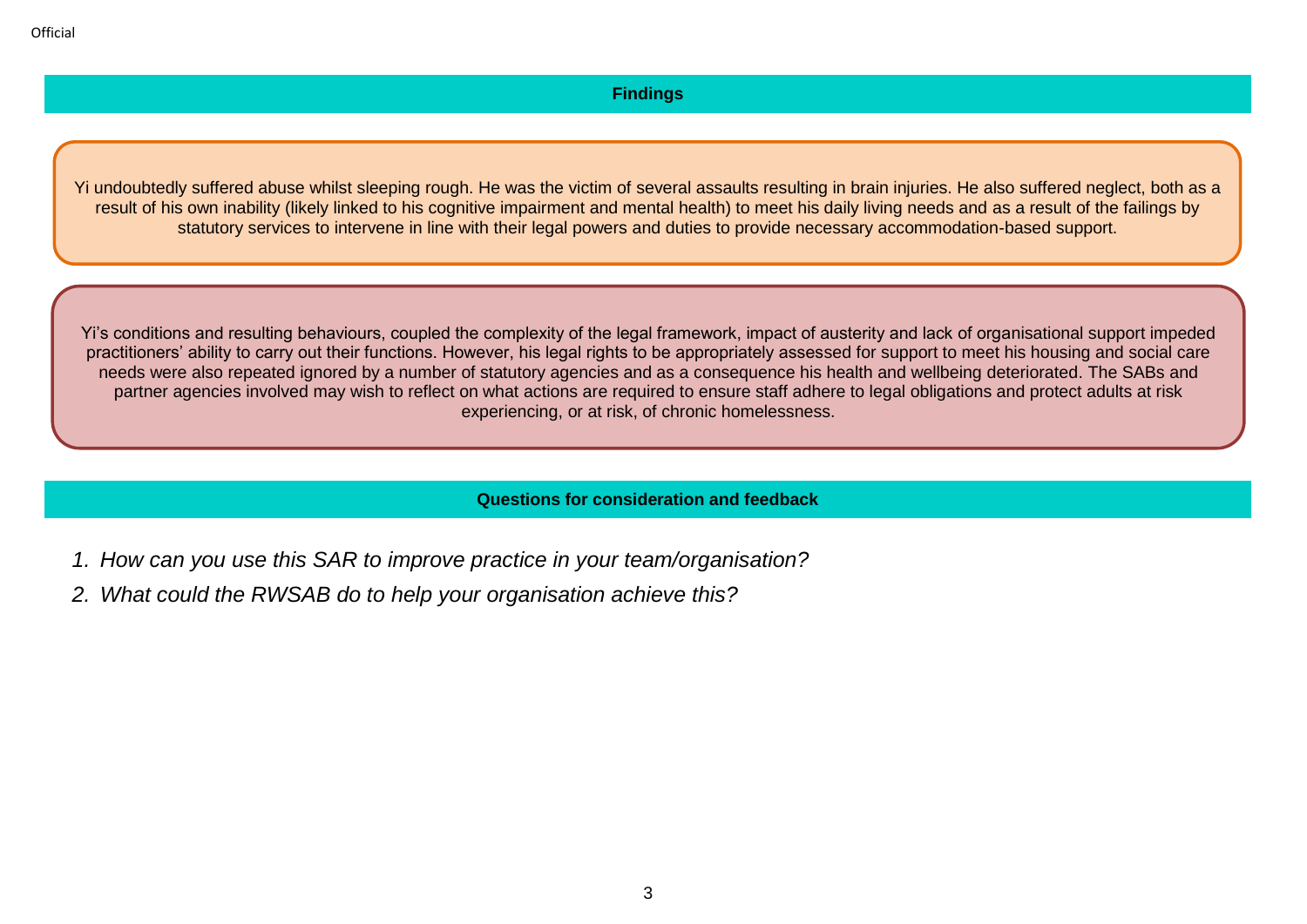## Findings

Yi undoubtedly suffered abuse whilst sleeping rough. He was the victim of several assaults resulting in brain injuries. He also suffered neglect, both as a result of his own inability (likely linked to his cognitive impairment and mental health) to meet his daily living needs and as a result of the failings by statutory services to intervene in line with their legal powers and duties to provide necessary accommodation-based support.

Yi's conditions and resulting behaviours, coupled the complexity of the legal framework, impact of austerity and lack of organisational support impeded practitioners' ability to carry out their functions. However, his legal rights to be appropriately assessed for support to meet his housing and social care needs were also repeated ignored by a number of statutory agencies and as a consequence his health and wellbeing deteriorated. The SABs and partner agencies involved may wish to reflect on what actions are required to ensure staff adhere to legal obligations and protect adults at risk experiencing, or at risk, of chronic homelessness.

## Questions for consideration and feedback

1. *How can you use this SAR to improve practice in your team/organisation?*
2. *What could the RWSAB do to help your organisation achieve this?*